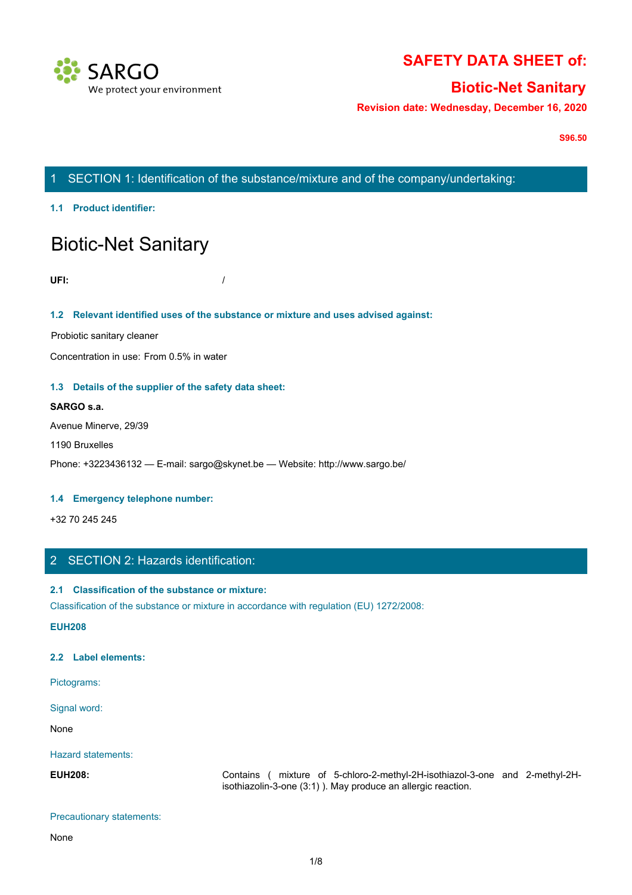SARGO
We protect your environment

# SAFETY DATA SHEET of:

## Biotic-Net Sanitary

**Revision date: Wednesday, December 16, 2020**

**S96.50**

## 1 SECTION 1: Identification of the substance/mixture and of the company/undertaking:

### 1.1 Product identifier:

# Biotic-Net Sanitary

**UFI:** /

### 1.2 Relevant identified uses of the substance or mixture and uses advised against:

Probiotic sanitary cleaner

Concentration in use: From 0.5% in water

### 1.3 Details of the supplier of the safety data sheet:

**SARGO s.a.**

Avenue Minerve, 29/39

1190 Bruxelles

Phone: +3223436132 — E-mail: sargo@skynet.be — Website: http://www.sargo.be/

### 1.4 Emergency telephone number:

+32 70 245 245

## 2 SECTION 2: Hazards identification:

### 2.1 Classification of the substance or mixture:

Classification of the substance or mixture in accordance with regulation (EU) 1272/2008:

**EUH208**

### 2.2 Label elements:

Pictograms:

Signal word:

None

Hazard statements:

**EUH208:** Contains ( mixture of 5-chloro-2-methyl-2H-isothiazol-3-one and 2-methyl-2H-isothiazolin-3-one (3:1) ). May produce an allergic reaction.

Precautionary statements:

None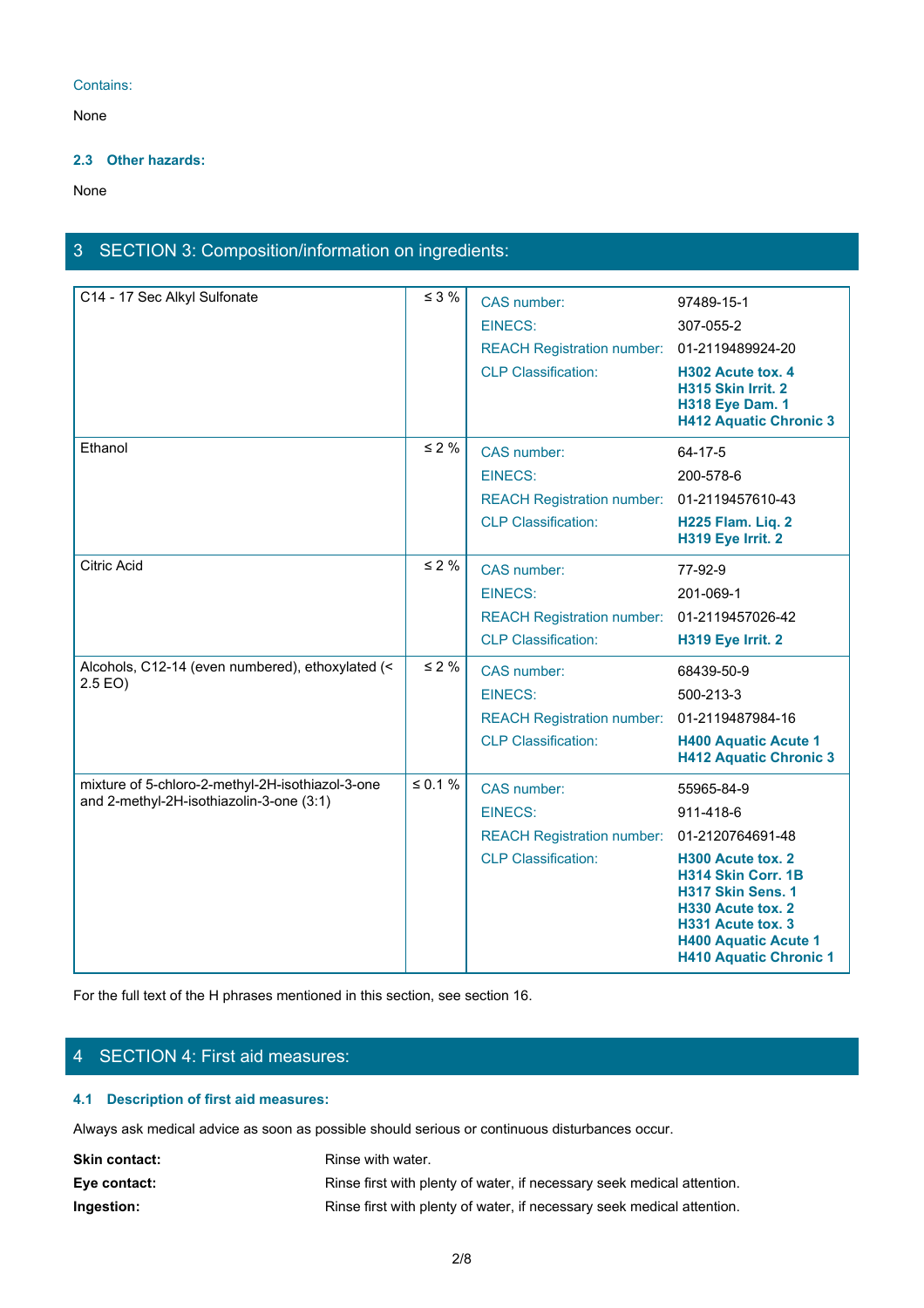Contains:

None

### 2.3 Other hazards:

None

## 3 SECTION 3: Composition/information on ingredients:

| Ingredient | Concentration | Identifier | Value |
|---|---|---|---|
| C14 - 17 Sec Alkyl Sulfonate | ≤ 3 % | CAS number: | 97489-15-1 |
| | | EINECS: | 307-055-2 |
| | | REACH Registration number: | 01-2119489924-20 |
| | | CLP Classification: | **H302 Acute tox. 4**<br>**H315 Skin Irrit. 2**<br>**H318 Eye Dam. 1**<br>**H412 Aquatic Chronic 3** |
| Ethanol | ≤ 2 % | CAS number: | 64-17-5 |
| | | EINECS: | 200-578-6 |
| | | REACH Registration number: | 01-2119457610-43 |
| | | CLP Classification: | **H225 Flam. Liq. 2**<br>**H319 Eye Irrit. 2** |
| Citric Acid | ≤ 2 % | CAS number: | 77-92-9 |
| | | EINECS: | 201-069-1 |
| | | REACH Registration number: | 01-2119457026-42 |
| | | CLP Classification: | **H319 Eye Irrit. 2** |
| Alcohols, C12-14 (even numbered), ethoxylated (< 2.5 EO) | ≤ 2 % | CAS number: | 68439-50-9 |
| | | EINECS: | 500-213-3 |
| | | REACH Registration number: | 01-2119487984-16 |
| | | CLP Classification: | **H400 Aquatic Acute 1**<br>**H412 Aquatic Chronic 3** |
| mixture of 5-chloro-2-methyl-2H-isothiazol-3-one and 2-methyl-2H-isothiazolin-3-one (3:1) | ≤ 0.1 % | CAS number: | 55965-84-9 |
| | | EINECS: | 911-418-6 |
| | | REACH Registration number: | 01-2120764691-48 |
| | | CLP Classification: | **H300 Acute tox. 2**<br>**H314 Skin Corr. 1B**<br>**H317 Skin Sens. 1**<br>**H330 Acute tox. 2**<br>**H331 Acute tox. 3**<br>**H400 Aquatic Acute 1**<br>**H410 Aquatic Chronic 1** |

For the full text of the H phrases mentioned in this section, see section 16.

## 4 SECTION 4: First aid measures:

### 4.1 Description of first aid measures:

Always ask medical advice as soon as possible should serious or continuous disturbances occur.

**Skin contact:** Rinse with water.

**Eye contact:** Rinse first with plenty of water, if necessary seek medical attention.

**Ingestion:** Rinse first with plenty of water, if necessary seek medical attention.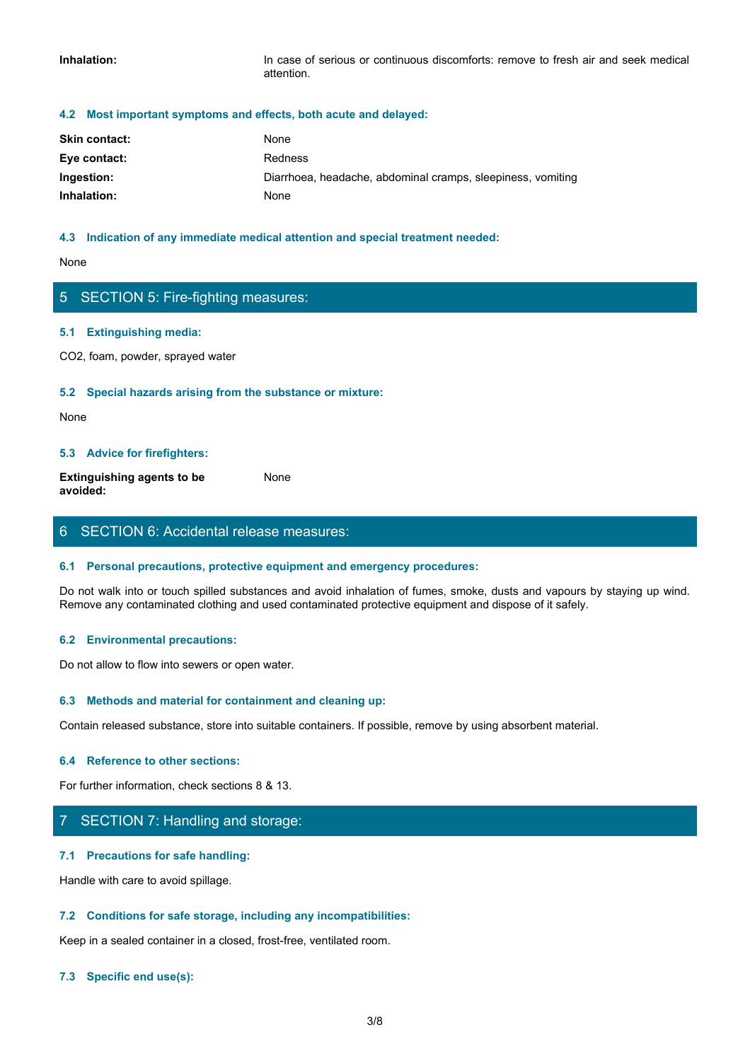| | |
|---|---|
| **Inhalation:** | In case of serious or continuous discomforts: remove to fresh air and seek medical attention. |

### 4.2 Most important symptoms and effects, both acute and delayed:

| | |
|---|---|
| **Skin contact:** | None |
| **Eye contact:** | Redness |
| **Ingestion:** | Diarrhoea, headache, abdominal cramps, sleepiness, vomiting |
| **Inhalation:** | None |

### 4.3 Indication of any immediate medical attention and special treatment needed:

None

## 5 SECTION 5: Fire-fighting measures:

### 5.1 Extinguishing media:

$CO_2$, foam, powder, sprayed water

### 5.2 Special hazards arising from the substance or mixture:

None

### 5.3 Advice for firefighters:

| | |
|---|---|
| **Extinguishing agents to be avoided:** | None |

## 6 SECTION 6: Accidental release measures:

### 6.1 Personal precautions, protective equipment and emergency procedures:

Do not walk into or touch spilled substances and avoid inhalation of fumes, smoke, dusts and vapours by staying up wind. Remove any contaminated clothing and used contaminated protective equipment and dispose of it safely.

### 6.2 Environmental precautions:

Do not allow to flow into sewers or open water.

### 6.3 Methods and material for containment and cleaning up:

Contain released substance, store into suitable containers. If possible, remove by using absorbent material.

### 6.4 Reference to other sections:

For further information, check sections 8 & 13.

## 7 SECTION 7: Handling and storage:

### 7.1 Precautions for safe handling:

Handle with care to avoid spillage.

### 7.2 Conditions for safe storage, including any incompatibilities:

Keep in a sealed container in a closed, frost-free, ventilated room.

### 7.3 Specific end use(s):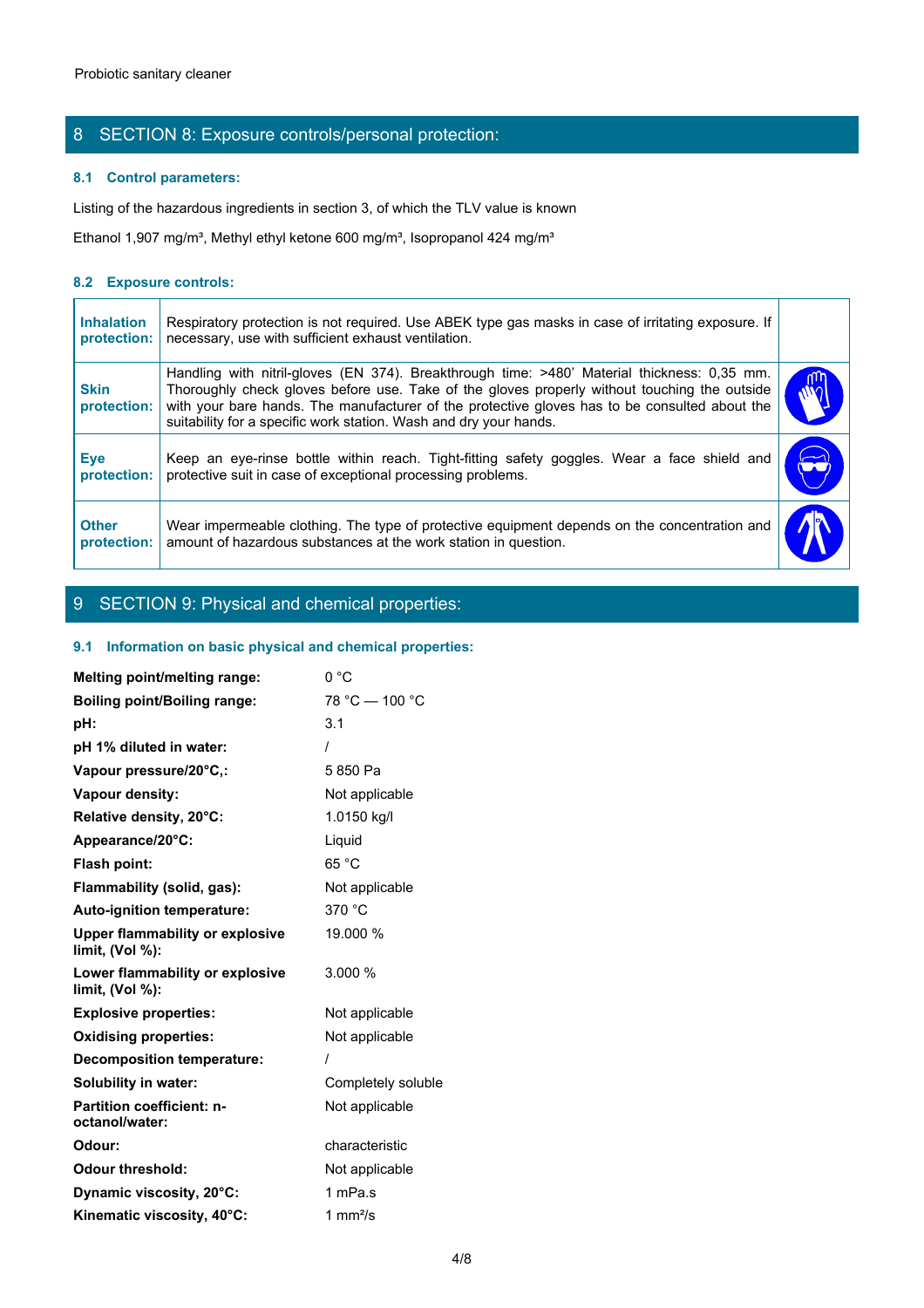## 8 SECTION 8: Exposure controls/personal protection:

### 8.1 Control parameters:

Listing of the hazardous ingredients in section 3, of which the TLV value is known

Ethanol 1,907 mg/m³, Methyl ethyl ketone 600 mg/m³, Isopropanol 424 mg/m³

### 8.2 Exposure controls:

| | | |
|---|---|---|
| **Inhalation protection:** | Respiratory protection is not required. Use ABEK type gas masks in case of irritating exposure. If necessary, use with sufficient exhaust ventilation. | |
| **Skin protection:** | Handling with nitril-gloves (EN 374). Breakthrough time: >480' Material thickness: 0,35 mm. Thoroughly check gloves before use. Take of the gloves properly without touching the outside with your bare hands. The manufacturer of the protective gloves has to be consulted about the suitability for a specific work station. Wash and dry your hands. | |
| **Eye protection:** | Keep an eye-rinse bottle within reach. Tight-fitting safety goggles. Wear a face shield and protective suit in case of exceptional processing problems. | |
| **Other protection:** | Wear impermeable clothing. The type of protective equipment depends on the concentration and amount of hazardous substances at the work station in question. | |

## 9 SECTION 9: Physical and chemical properties:

### 9.1 Information on basic physical and chemical properties:

| | |
|---|---|
| **Melting point/melting range:** | 0 °C |
| **Boiling point/Boiling range:** | 78 °C — 100 °C |
| **pH:** | 3.1 |
| **pH 1% diluted in water:** | / |
| **Vapour pressure/20°C,:** | 5 850 Pa |
| **Vapour density:** | Not applicable |
| **Relative density, 20°C:** | 1.0150 kg/l |
| **Appearance/20°C:** | Liquid |
| **Flash point:** | 65 °C |
| **Flammability (solid, gas):** | Not applicable |
| **Auto-ignition temperature:** | 370 °C |
| **Upper flammability or explosive limit, (Vol %):** | 19.000 % |
| **Lower flammability or explosive limit, (Vol %):** | 3.000 % |
| **Explosive properties:** | Not applicable |
| **Oxidising properties:** | Not applicable |
| **Decomposition temperature:** | / |
| **Solubility in water:** | Completely soluble |
| **Partition coefficient: n-octanol/water:** | Not applicable |
| **Odour:** | characteristic |
| **Odour threshold:** | Not applicable |
| **Dynamic viscosity, 20°C:** | 1 mPa.s |
| **Kinematic viscosity, 40°C:** | 1 mm²/s |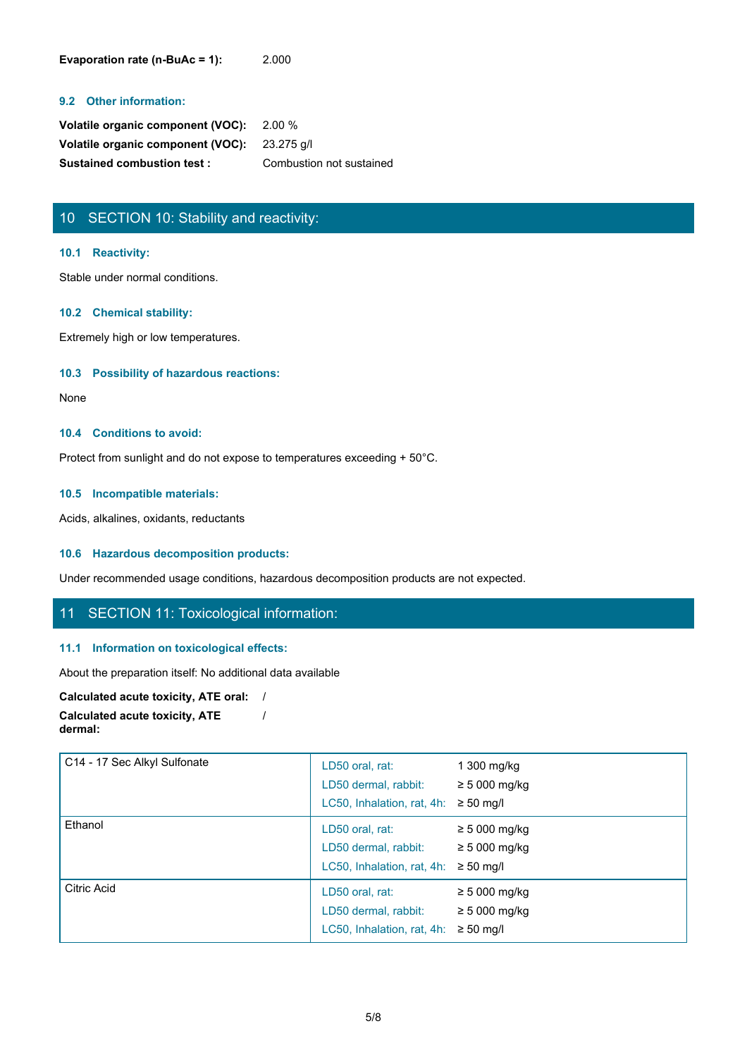**Evaporation rate (n-BuAc = 1):** 2.000

### 9.2 Other information:

**Volatile organic component (VOC):** 2.00 %
**Volatile organic component (VOC):** 23.275 g/l
**Sustained combustion test :** Combustion not sustained

## 10 SECTION 10: Stability and reactivity:

### 10.1 Reactivity:

Stable under normal conditions.

### 10.2 Chemical stability:

Extremely high or low temperatures.

### 10.3 Possibility of hazardous reactions:

None

### 10.4 Conditions to avoid:

Protect from sunlight and do not expose to temperatures exceeding + 50°C.

### 10.5 Incompatible materials:

Acids, alkalines, oxidants, reductants

### 10.6 Hazardous decomposition products:

Under recommended usage conditions, hazardous decomposition products are not expected.

## 11 SECTION 11: Toxicological information:

### 11.1 Information on toxicological effects:

About the preparation itself: No additional data available

**Calculated acute toxicity, ATE oral:** /
**Calculated acute toxicity, ATE dermal:** /

| Substance | Test | Value |
|---|---|---|
| C14 - 17 Sec Alkyl Sulfonate | LD50 oral, rat: | 1 300 mg/kg |
| | LD50 dermal, rabbit: | ≥ 5 000 mg/kg |
| | LC50, Inhalation, rat, 4h: | ≥ 50 mg/l |
| Ethanol | LD50 oral, rat: | ≥ 5 000 mg/kg |
| | LD50 dermal, rabbit: | ≥ 5 000 mg/kg |
| | LC50, Inhalation, rat, 4h: | ≥ 50 mg/l |
| Citric Acid | LD50 oral, rat: | ≥ 5 000 mg/kg |
| | LD50 dermal, rabbit: | ≥ 5 000 mg/kg |
| | LC50, Inhalation, rat, 4h: | ≥ 50 mg/l |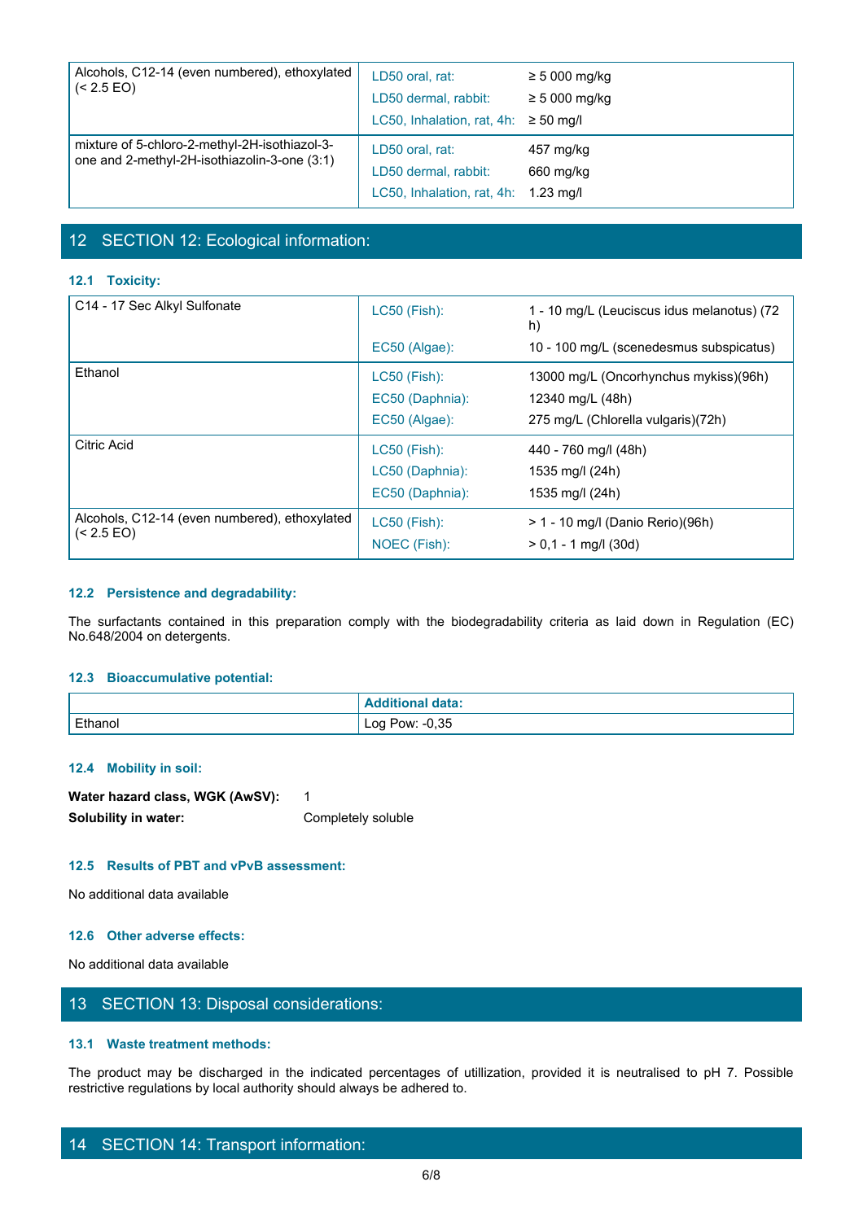| | | |
|---|---|---|
| Alcohols, C12-14 (even numbered), ethoxylated (< 2.5 EO) | LD50 oral, rat: | ≥ 5 000 mg/kg |
| | LD50 dermal, rabbit: | ≥ 5 000 mg/kg |
| | LC50, Inhalation, rat, 4h: | ≥ 50 mg/l |
| mixture of 5-chloro-2-methyl-2H-isothiazol-3-one and 2-methyl-2H-isothiazolin-3-one (3:1) | LD50 oral, rat: | 457 mg/kg |
| | LD50 dermal, rabbit: | 660 mg/kg |
| | LC50, Inhalation, rat, 4h: | 1.23 mg/l |

## 12 SECTION 12: Ecological information:

### 12.1 Toxicity:

| | | |
|---|---|---|
| C14 - 17 Sec Alkyl Sulfonate | LC50 (Fish): | 1 - 10 mg/L (Leuciscus idus melanotus) (72 h) |
| | EC50 (Algae): | 10 - 100 mg/L (scenedesmus subspicatus) |
| Ethanol | LC50 (Fish): | 13000 mg/L (Oncorhynchus mykiss)(96h) |
| | EC50 (Daphnia): | 12340 mg/L (48h) |
| | EC50 (Algae): | 275 mg/L (Chlorella vulgaris)(72h) |
| Citric Acid | LC50 (Fish): | 440 - 760 mg/l (48h) |
| | LC50 (Daphnia): | 1535 mg/l (24h) |
| | EC50 (Daphnia): | 1535 mg/l (24h) |
| Alcohols, C12-14 (even numbered), ethoxylated (< 2.5 EO) | LC50 (Fish): | > 1 - 10 mg/l (Danio Rerio)(96h) |
| | NOEC (Fish): | > 0,1 - 1 mg/l (30d) |

### 12.2 Persistence and degradability:

The surfactants contained in this preparation comply with the biodegradability criteria as laid down in Regulation (EC) No.648/2004 on detergents.

### 12.3 Bioaccumulative potential:

| | Additional data: |
|---|---|
| Ethanol | Log Pow: -0,35 |

### 12.4 Mobility in soil:

**Water hazard class, WGK (AwSV):** 1

**Solubility in water:** Completely soluble

### 12.5 Results of PBT and vPvB assessment:

No additional data available

### 12.6 Other adverse effects:

No additional data available

## 13 SECTION 13: Disposal considerations:

### 13.1 Waste treatment methods:

The product may be discharged in the indicated percentages of utillization, provided it is neutralised to pH 7. Possible restrictive regulations by local authority should always be adhered to.

## 14 SECTION 14: Transport information: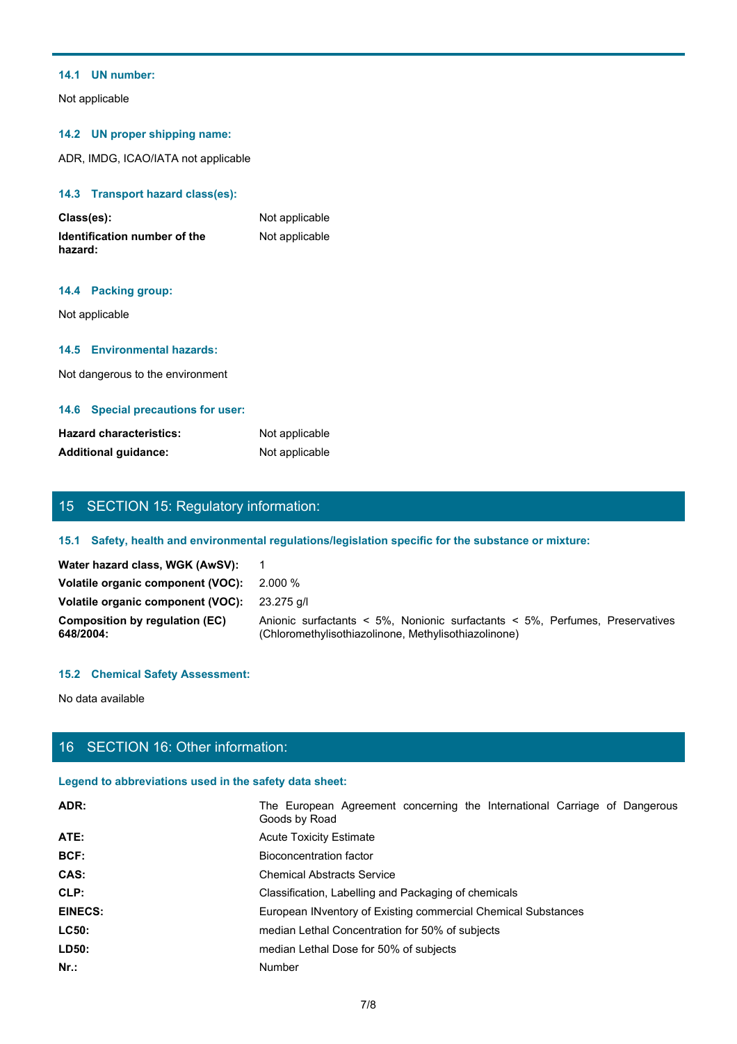### 14.1 UN number:

Not applicable

### 14.2 UN proper shipping name:

ADR, IMDG, ICAO/IATA not applicable

### 14.3 Transport hazard class(es):

| | |
|---|---|
| **Class(es):** | Not applicable |
| **Identification number of the hazard:** | Not applicable |

### 14.4 Packing group:

Not applicable

### 14.5 Environmental hazards:

Not dangerous to the environment

### 14.6 Special precautions for user:

| | |
|---|---|
| **Hazard characteristics:** | Not applicable |
| **Additional guidance:** | Not applicable |

## 15 SECTION 15: Regulatory information:

### 15.1 Safety, health and environmental regulations/legislation specific for the substance or mixture:

| | |
|---|---|
| **Water hazard class, WGK (AwSV):** | 1 |
| **Volatile organic component (VOC):** | 2.000 % |
| **Volatile organic component (VOC):** | 23.275 g/l |
| **Composition by regulation (EC) 648/2004:** | Anionic surfactants < 5%, Nonionic surfactants < 5%, Perfumes, Preservatives (Chloromethylisothiazolinone, Methylisothiazolinone) |

### 15.2 Chemical Safety Assessment:

No data available

## 16 SECTION 16: Other information:

### Legend to abbreviations used in the safety data sheet:

| | |
|---|---|
| **ADR:** | The European Agreement concerning the International Carriage of Dangerous Goods by Road |
| **ATE:** | Acute Toxicity Estimate |
| **BCF:** | Bioconcentration factor |
| **CAS:** | Chemical Abstracts Service |
| **CLP:** | Classification, Labelling and Packaging of chemicals |
| **EINECS:** | European INventory of Existing commercial Chemical Substances |
| **LC50:** | median Lethal Concentration for 50% of subjects |
| **LD50:** | median Lethal Dose for 50% of subjects |
| **Nr.:** | Number |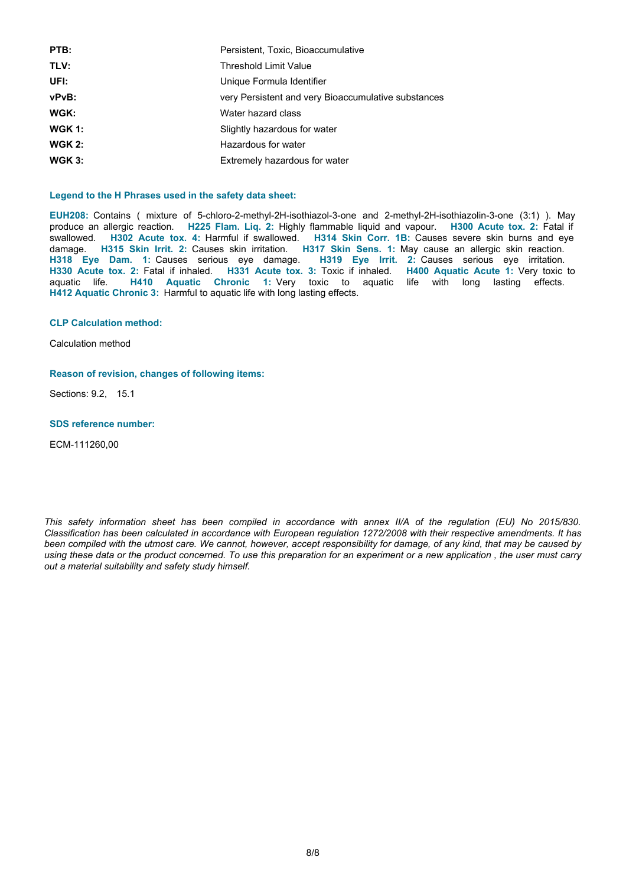| | |
|---|---|
| **PTB:** | Persistent, Toxic, Bioaccumulative |
| **TLV:** | Threshold Limit Value |
| **UFI:** | Unique Formula Identifier |
| **vPvB:** | very Persistent and very Bioaccumulative substances |
| **WGK:** | Water hazard class |
| **WGK 1:** | Slightly hazardous for water |
| **WGK 2:** | Hazardous for water |
| **WGK 3:** | Extremely hazardous for water |

### Legend to the H Phrases used in the safety data sheet:

**EUH208:** Contains ( mixture of 5-chloro-2-methyl-2H-isothiazol-3-one and 2-methyl-2H-isothiazolin-3-one (3:1) ). May produce an allergic reaction. **H225 Flam. Liq. 2:** Highly flammable liquid and vapour. **H300 Acute tox. 2:** Fatal if swallowed. **H302 Acute tox. 4:** Harmful if swallowed. **H314 Skin Corr. 1B:** Causes severe skin burns and eye damage. **H315 Skin Irrit. 2:** Causes skin irritation. **H317 Skin Sens. 1:** May cause an allergic skin reaction. **H318 Eye Dam. 1:** Causes serious eye damage. **H319 Eye Irrit. 2:** Causes serious eye irritation. **H330 Acute tox. 2:** Fatal if inhaled. **H331 Acute tox. 3:** Toxic if inhaled. **H400 Aquatic Acute 1:** Very toxic to aquatic life. **H410 Aquatic Chronic 1:** Very toxic to aquatic life with long lasting effects. **H412 Aquatic Chronic 3:** Harmful to aquatic life with long lasting effects.

### CLP Calculation method:

Calculation method

### Reason of revision, changes of following items:

Sections: 9.2, 15.1

### SDS reference number:

ECM-111260,00

*This safety information sheet has been compiled in accordance with annex II/A of the regulation (EU) No 2015/830. Classification has been calculated in accordance with European regulation 1272/2008 with their respective amendments. It has been compiled with the utmost care. We cannot, however, accept responsibility for damage, of any kind, that may be caused by using these data or the product concerned. To use this preparation for an experiment or a new application , the user must carry out a material suitability and safety study himself.*